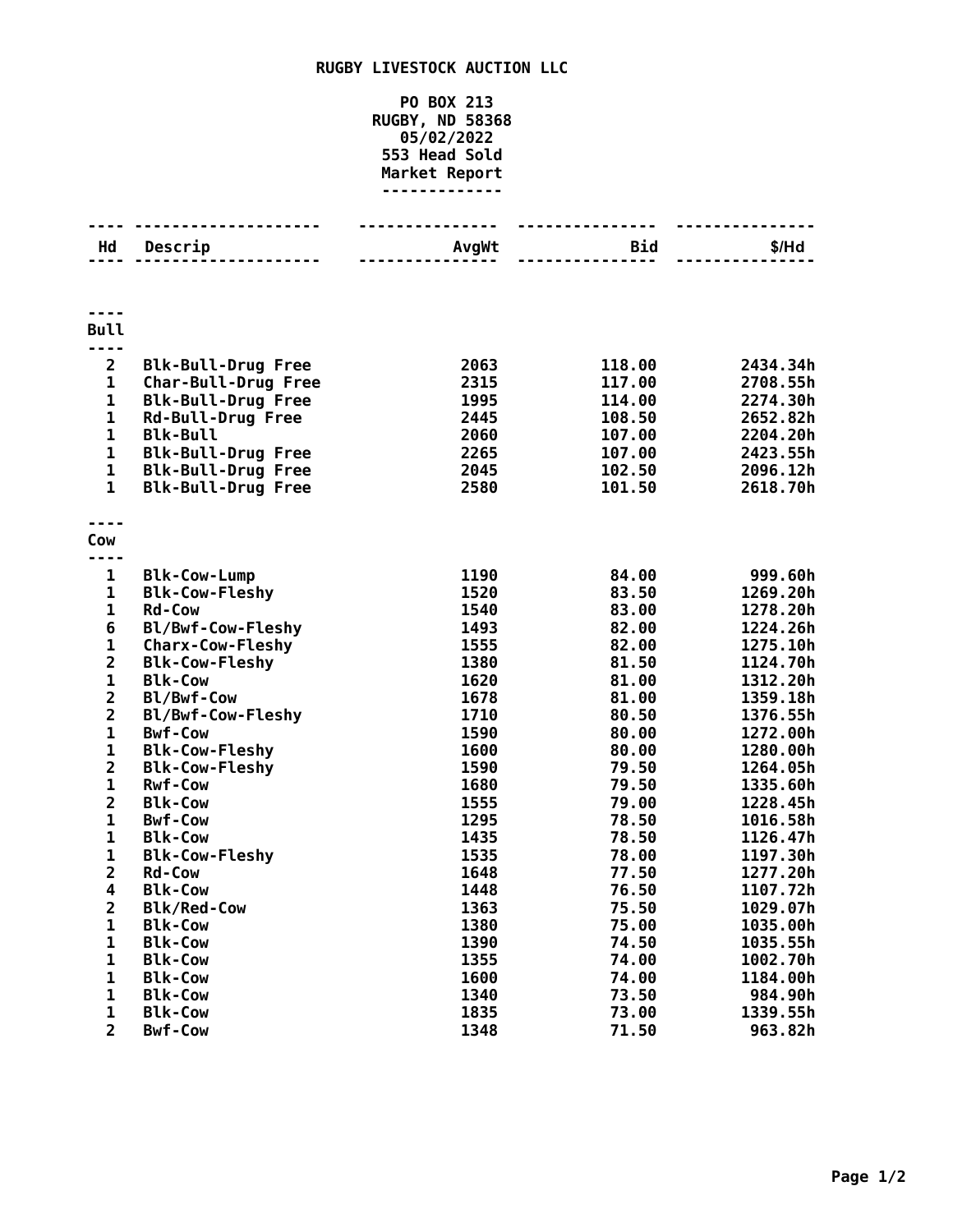# RUGBY LIVESTOCK AUCTION LLC

PO BOX 213
RUGBY, ND 58368
05/02/2022
553 Head Sold
Market Report

| Hd | Descrip | AvgWt | Bid | $/Hd |
|---|---|---|---|---|
| **Bull** | | | | |
| 2 | Blk-Bull-Drug Free | 2063 | 118.00 | 2434.34h |
| 1 | Char-Bull-Drug Free | 2315 | 117.00 | 2708.55h |
| 1 | Blk-Bull-Drug Free | 1995 | 114.00 | 2274.30h |
| 1 | Rd-Bull-Drug Free | 2445 | 108.50 | 2652.82h |
| 1 | Blk-Bull | 2060 | 107.00 | 2204.20h |
| 1 | Blk-Bull-Drug Free | 2265 | 107.00 | 2423.55h |
| 1 | Blk-Bull-Drug Free | 2045 | 102.50 | 2096.12h |
| 1 | Blk-Bull-Drug Free | 2580 | 101.50 | 2618.70h |
| **Cow** | | | | |
| 1 | Blk-Cow-Lump | 1190 | 84.00 | 999.60h |
| 1 | Blk-Cow-Fleshy | 1520 | 83.50 | 1269.20h |
| 1 | Rd-Cow | 1540 | 83.00 | 1278.20h |
| 6 | Bl/Bwf-Cow-Fleshy | 1493 | 82.00 | 1224.26h |
| 1 | Charx-Cow-Fleshy | 1555 | 82.00 | 1275.10h |
| 2 | Blk-Cow-Fleshy | 1380 | 81.50 | 1124.70h |
| 1 | Blk-Cow | 1620 | 81.00 | 1312.20h |
| 2 | Bl/Bwf-Cow | 1678 | 81.00 | 1359.18h |
| 2 | Bl/Bwf-Cow-Fleshy | 1710 | 80.50 | 1376.55h |
| 1 | Bwf-Cow | 1590 | 80.00 | 1272.00h |
| 1 | Blk-Cow-Fleshy | 1600 | 80.00 | 1280.00h |
| 2 | Blk-Cow-Fleshy | 1590 | 79.50 | 1264.05h |
| 1 | Rwf-Cow | 1680 | 79.50 | 1335.60h |
| 2 | Blk-Cow | 1555 | 79.00 | 1228.45h |
| 1 | Bwf-Cow | 1295 | 78.50 | 1016.58h |
| 1 | Blk-Cow | 1435 | 78.50 | 1126.47h |
| 1 | Blk-Cow-Fleshy | 1535 | 78.00 | 1197.30h |
| 2 | Rd-Cow | 1648 | 77.50 | 1277.20h |
| 4 | Blk-Cow | 1448 | 76.50 | 1107.72h |
| 2 | Blk/Red-Cow | 1363 | 75.50 | 1029.07h |
| 1 | Blk-Cow | 1380 | 75.00 | 1035.00h |
| 1 | Blk-Cow | 1390 | 74.50 | 1035.55h |
| 1 | Blk-Cow | 1355 | 74.00 | 1002.70h |
| 1 | Blk-Cow | 1600 | 74.00 | 1184.00h |
| 1 | Blk-Cow | 1340 | 73.50 | 984.90h |
| 1 | Blk-Cow | 1835 | 73.00 | 1339.55h |
| 2 | Bwf-Cow | 1348 | 71.50 | 963.82h |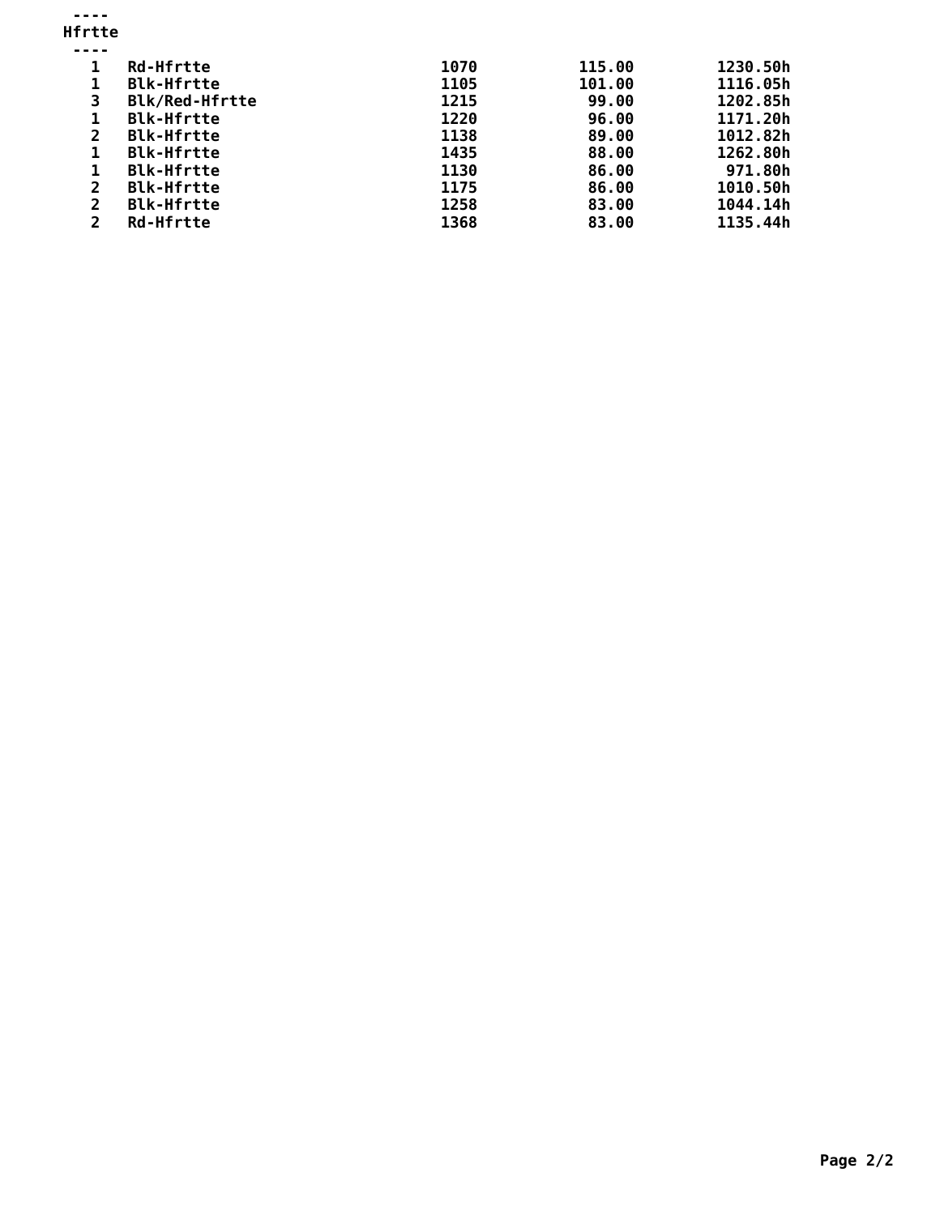----
Hfrtte
----

| | | | | |
|---|---|---|---|---|
| 1 | Rd-Hfrtte | 1070 | 115.00 | 1230.50h |
| 1 | Blk-Hfrtte | 1105 | 101.00 | 1116.05h |
| 3 | Blk/Red-Hfrtte | 1215 | 99.00 | 1202.85h |
| 1 | Blk-Hfrtte | 1220 | 96.00 | 1171.20h |
| 2 | Blk-Hfrtte | 1138 | 89.00 | 1012.82h |
| 1 | Blk-Hfrtte | 1435 | 88.00 | 1262.80h |
| 1 | Blk-Hfrtte | 1130 | 86.00 | 971.80h |
| 2 | Blk-Hfrtte | 1175 | 86.00 | 1010.50h |
| 2 | Blk-Hfrtte | 1258 | 83.00 | 1044.14h |
| 2 | Rd-Hfrtte | 1368 | 83.00 | 1135.44h |